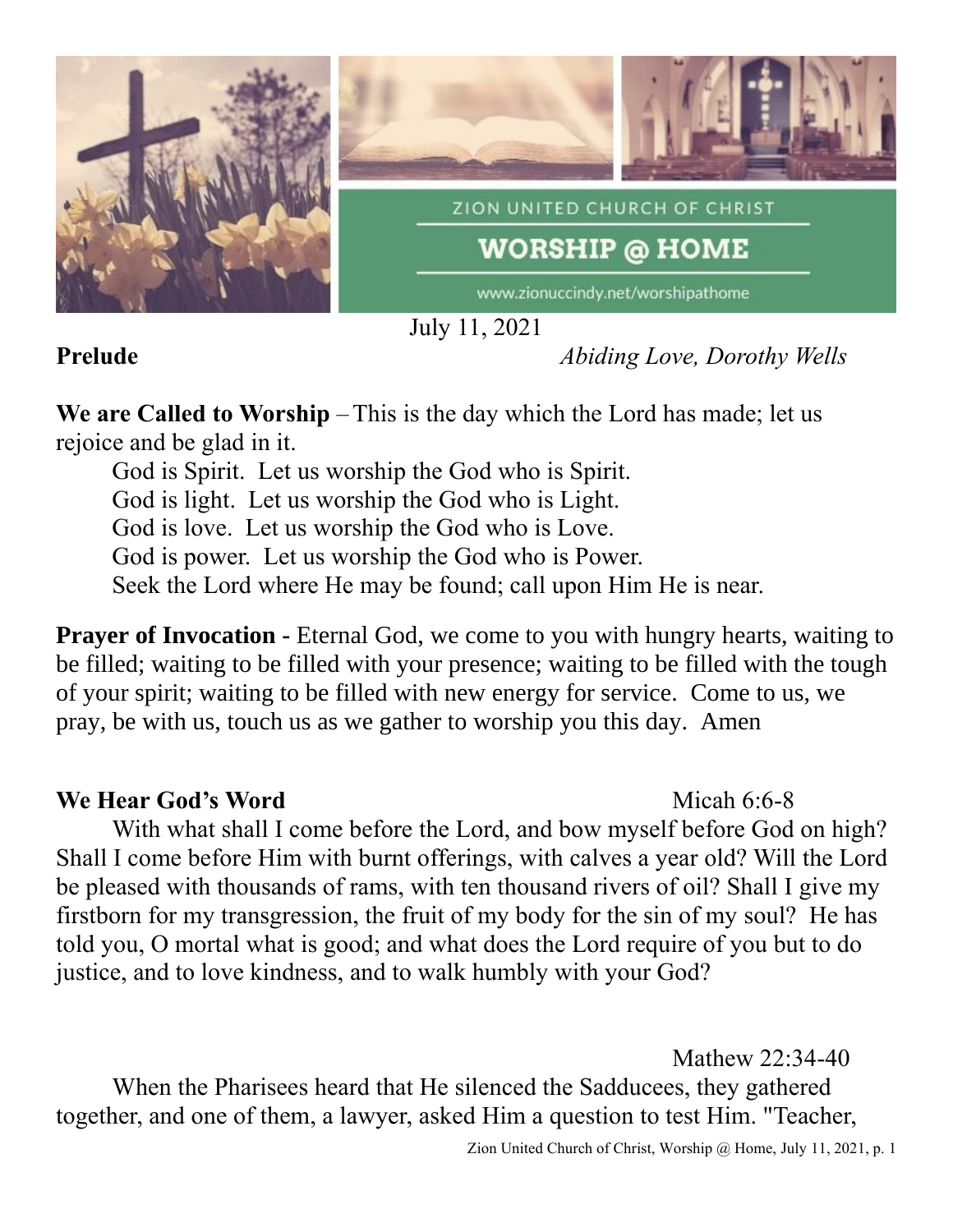ZION UNITED CHURCH OF CHRIST

# WORSHIP @ HOME

www.zionuccindy.net/worshipathome

July 11, 2021

**Prelude** *Abiding Love, Dorothy Wells*

**We are Called to Worship** – This is the day which the Lord has made; let us rejoice and be glad in it.

God is Spirit. Let us worship the God who is Spirit.
God is light. Let us worship the God who is Light.
God is love. Let us worship the God who is Love.
God is power. Let us worship the God who is Power.
Seek the Lord where He may be found; call upon Him He is near.

**Prayer of Invocation -** Eternal God, we come to you with hungry hearts, waiting to be filled; waiting to be filled with your presence; waiting to be filled with the tough of your spirit; waiting to be filled with new energy for service. Come to us, we pray, be with us, touch us as we gather to worship you this day. Amen

**We Hear God's Word** Micah 6:6-8

With what shall I come before the Lord, and bow myself before God on high? Shall I come before Him with burnt offerings, with calves a year old? Will the Lord be pleased with thousands of rams, with ten thousand rivers of oil? Shall I give my firstborn for my transgression, the fruit of my body for the sin of my soul? He has told you, O mortal what is good; and what does the Lord require of you but to do justice, and to love kindness, and to walk humbly with your God?

Mathew 22:34-40

When the Pharisees heard that He silenced the Sadducees, they gathered together, and one of them, a lawyer, asked Him a question to test Him. "Teacher,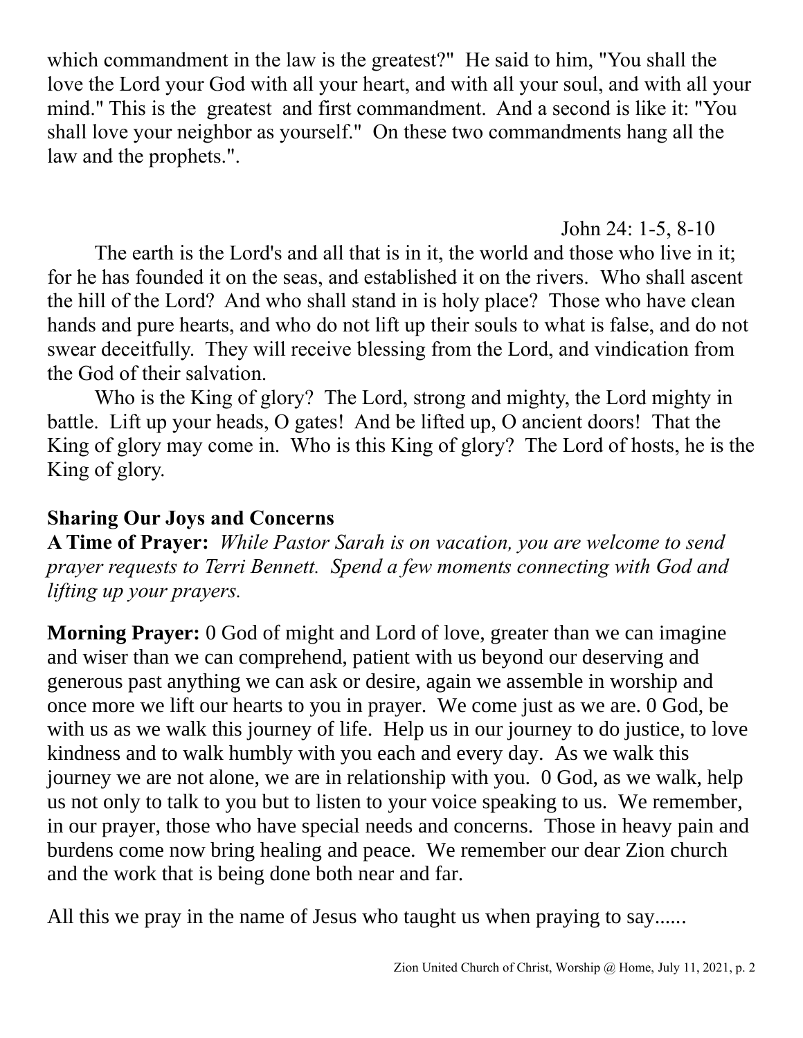which commandment in the law is the greatest?" He said to him, "You shall the love the Lord your God with all your heart, and with all your soul, and with all your mind." This is the greatest and first commandment. And a second is like it: "You shall love your neighbor as yourself." On these two commandments hang all the law and the prophets.".

John 24: 1-5, 8-10

The earth is the Lord's and all that is in it, the world and those who live in it; for he has founded it on the seas, and established it on the rivers. Who shall ascent the hill of the Lord? And who shall stand in is holy place? Those who have clean hands and pure hearts, and who do not lift up their souls to what is false, and do not swear deceitfully. They will receive blessing from the Lord, and vindication from the God of their salvation.

Who is the King of glory? The Lord, strong and mighty, the Lord mighty in battle. Lift up your heads, O gates! And be lifted up, O ancient doors! That the King of glory may come in. Who is this King of glory? The Lord of hosts, he is the King of glory.

**Sharing Our Joys and Concerns**

**A Time of Prayer:** *While Pastor Sarah is on vacation, you are welcome to send prayer requests to Terri Bennett. Spend a few moments connecting with God and lifting up your prayers.*

**Morning Prayer:** 0 God of might and Lord of love, greater than we can imagine and wiser than we can comprehend, patient with us beyond our deserving and generous past anything we can ask or desire, again we assemble in worship and once more we lift our hearts to you in prayer. We come just as we are. 0 God, be with us as we walk this journey of life. Help us in our journey to do justice, to love kindness and to walk humbly with you each and every day. As we walk this journey we are not alone, we are in relationship with you. 0 God, as we walk, help us not only to talk to you but to listen to your voice speaking to us. We remember, in our prayer, those who have special needs and concerns. Those in heavy pain and burdens come now bring healing and peace. We remember our dear Zion church and the work that is being done both near and far.

All this we pray in the name of Jesus who taught us when praying to say......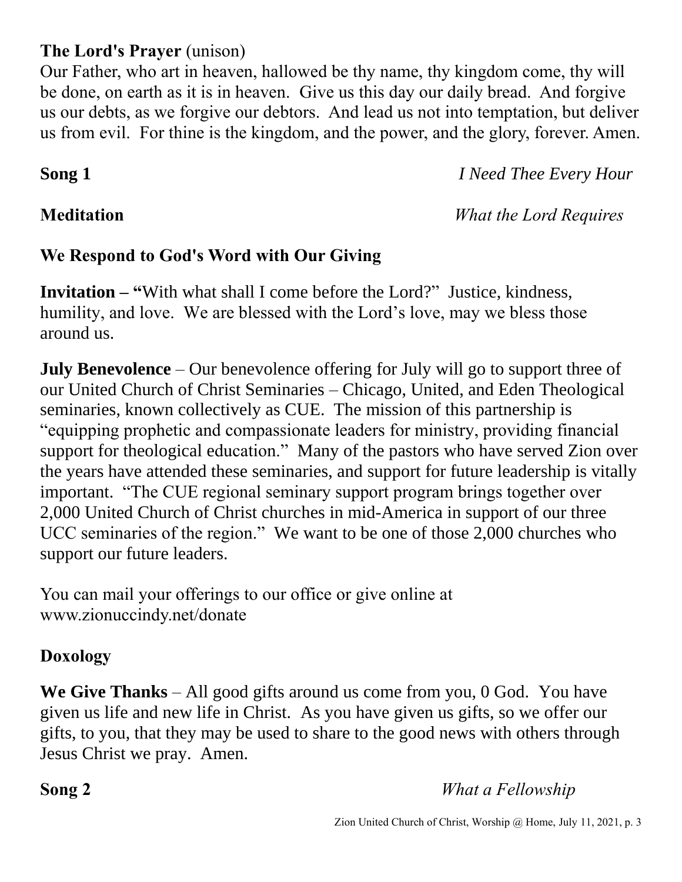**The Lord's Prayer** (unison)

Our Father, who art in heaven, hallowed be thy name, thy kingdom come, thy will be done, on earth as it is in heaven. Give us this day our daily bread. And forgive us our debts, as we forgive our debtors. And lead us not into temptation, but deliver us from evil. For thine is the kingdom, and the power, and the glory, forever. Amen.

**Song 1** *I Need Thee Every Hour*

**Meditation** *What the Lord Requires*

**We Respond to God's Word with Our Giving**

**Invitation – "**With what shall I come before the Lord?" Justice, kindness, humility, and love. We are blessed with the Lord's love, may we bless those around us.

**July Benevolence** – Our benevolence offering for July will go to support three of our United Church of Christ Seminaries – Chicago, United, and Eden Theological seminaries, known collectively as CUE. The mission of this partnership is "equipping prophetic and compassionate leaders for ministry, providing financial support for theological education." Many of the pastors who have served Zion over the years have attended these seminaries, and support for future leadership is vitally important. "The CUE regional seminary support program brings together over 2,000 United Church of Christ churches in mid-America in support of our three UCC seminaries of the region." We want to be one of those 2,000 churches who support our future leaders.

You can mail your offerings to our office or give online at www.zionuccindy.net/donate

**Doxology**

**We Give Thanks** – All good gifts around us come from you, 0 God. You have given us life and new life in Christ. As you have given us gifts, so we offer our gifts, to you, that they may be used to share to the good news with others through Jesus Christ we pray. Amen.

**Song 2** *What a Fellowship*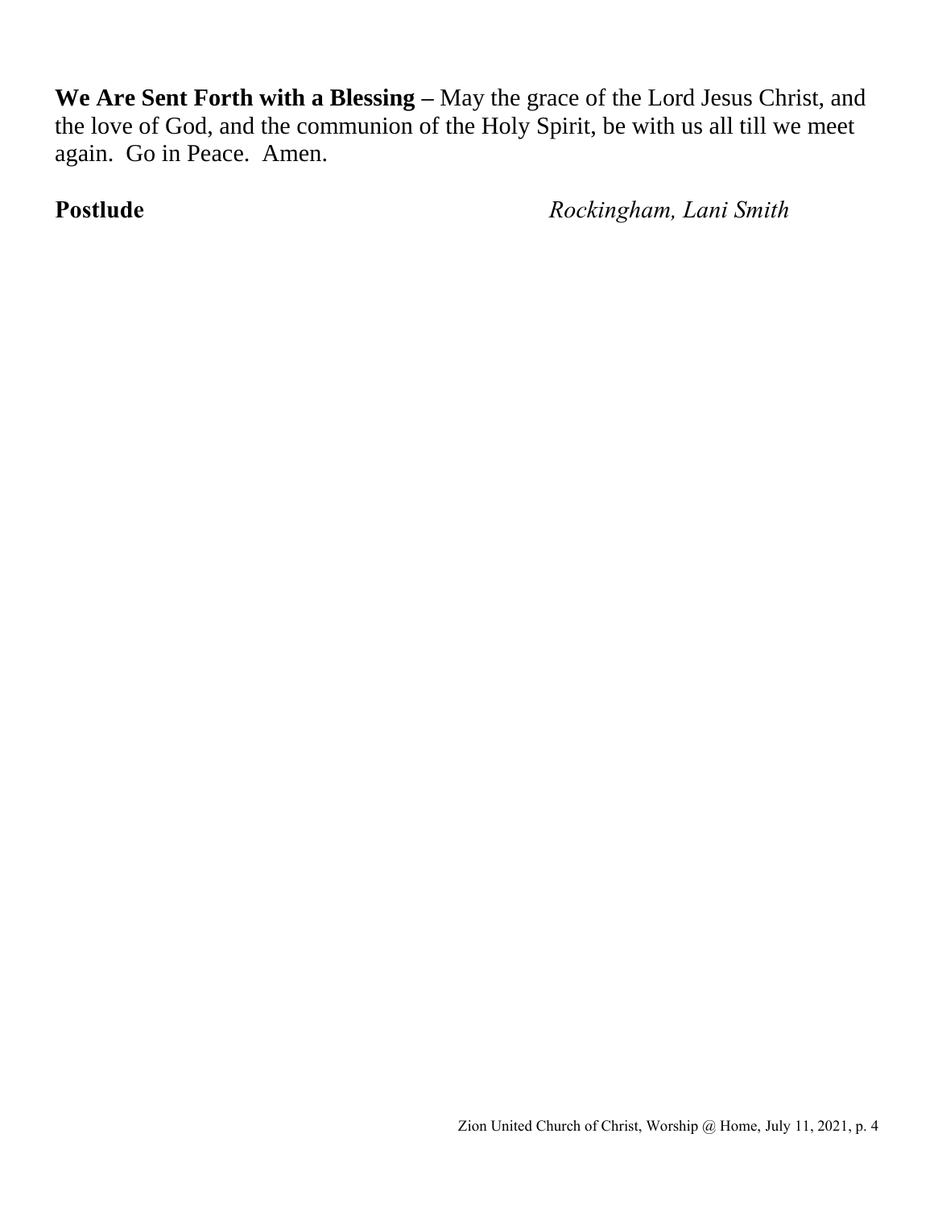**We Are Sent Forth with a Blessing** – May the grace of the Lord Jesus Christ, and the love of God, and the communion of the Holy Spirit, be with us all till we meet again. Go in Peace. Amen.

**Postlude** *Rockingham, Lani Smith*